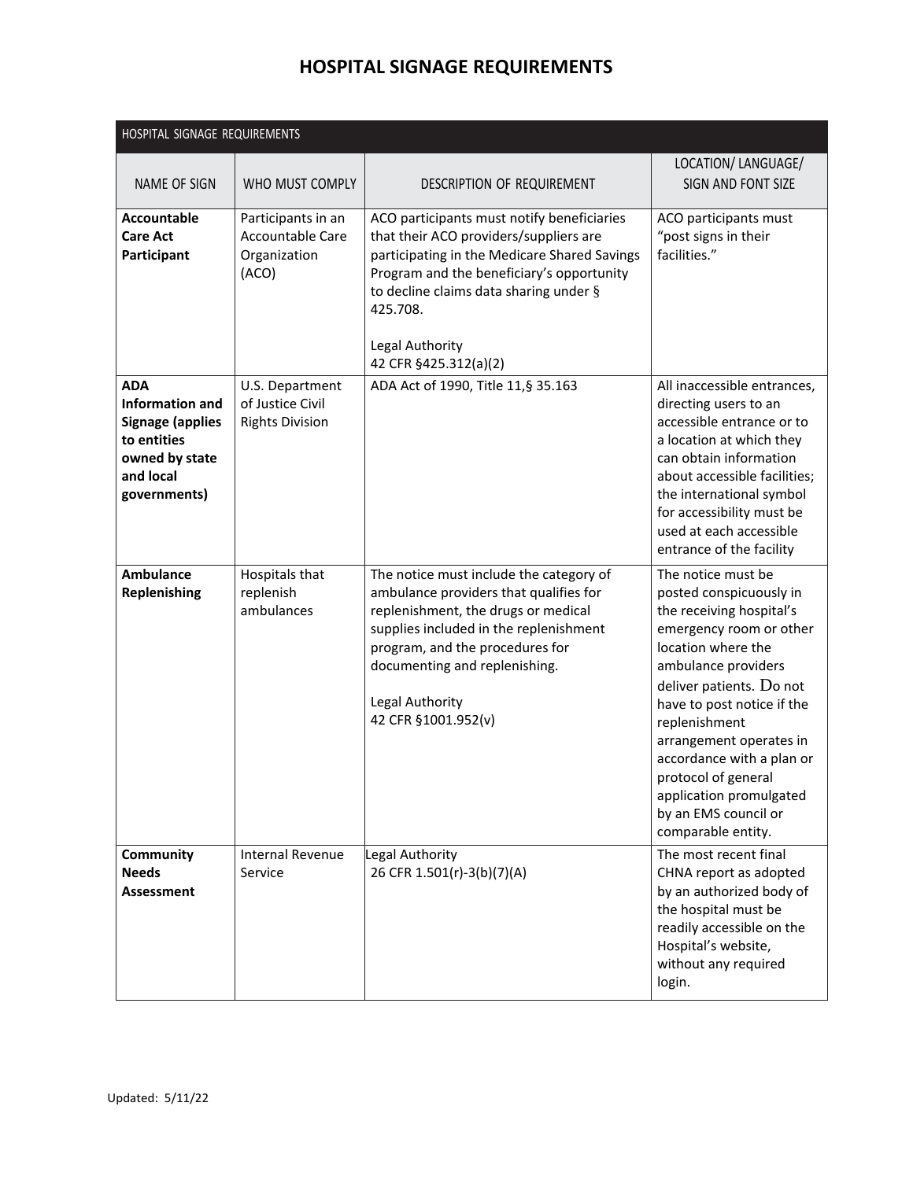# HOSPITAL SIGNAGE REQUIREMENTS

| HOSPITAL SIGNAGE REQUIREMENTS | | | |
|---|---|---|---|
| NAME OF SIGN | WHO MUST COMPLY | DESCRIPTION OF REQUIREMENT | LOCATION/ LANGUAGE/ SIGN AND FONT SIZE |
| **Accountable Care Act Participant** | Participants in an Accountable Care Organization (ACO) | ACO participants must notify beneficiaries that their ACO providers/suppliers are participating in the Medicare Shared Savings Program and the beneficiary's opportunity to decline claims data sharing under § 425.708.<br><br>Legal Authority<br>42 CFR §425.312(a)(2) | ACO participants must "post signs in their facilities." |
| **ADA Information and Signage (applies to entities owned by state and local governments)** | U.S. Department of Justice Civil Rights Division | ADA Act of 1990, Title 11,§ 35.163 | All inaccessible entrances, directing users to an accessible entrance or to a location at which they can obtain information about accessible facilities; the international symbol for accessibility must be used at each accessible entrance of the facility |
| **Ambulance Replenishing** | Hospitals that replenish ambulances | The notice must include the category of ambulance providers that qualifies for replenishment, the drugs or medical supplies included in the replenishment program, and the procedures for documenting and replenishing.<br><br>Legal Authority<br>42 CFR §1001.952(v) | The notice must be posted conspicuously in the receiving hospital's emergency room or other location where the ambulance providers deliver patients. Do not have to post notice if the replenishment arrangement operates in accordance with a plan or protocol of general application promulgated by an EMS council or comparable entity. |
| **Community Needs Assessment** | Internal Revenue Service | Legal Authority<br>26 CFR 1.501(r)-3(b)(7)(A) | The most recent final CHNA report as adopted by an authorized body of the hospital must be readily accessible on the Hospital's website, without any required login. |

Updated: 5/11/22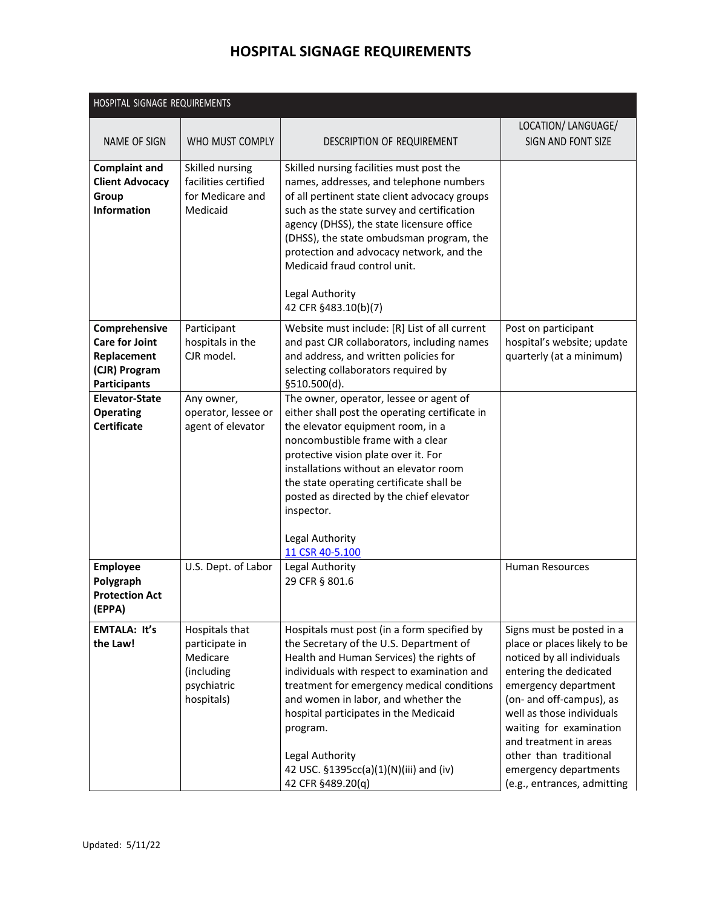# HOSPITAL SIGNAGE REQUIREMENTS

| HOSPITAL SIGNAGE REQUIREMENTS | | | |
|---|---|---|---|
| NAME OF SIGN | WHO MUST COMPLY | DESCRIPTION OF REQUIREMENT | LOCATION/ LANGUAGE/ SIGN AND FONT SIZE |
| **Complaint and Client Advocacy Group Information** | Skilled nursing facilities certified for Medicare and Medicaid | Skilled nursing facilities must post the names, addresses, and telephone numbers of all pertinent state client advocacy groups such as the state survey and certification agency (DHSS), the state licensure office (DHSS), the state ombudsman program, the protection and advocacy network, and the Medicaid fraud control unit.<br><br>Legal Authority<br>42 CFR §483.10(b)(7) | |
| **Comprehensive Care for Joint Replacement (CJR) Program Participants** | Participant hospitals in the CJR model. | Website must include: [R] List of all current and past CJR collaborators, including names and address, and written policies for selecting collaborators required by §510.500(d). | Post on participant hospital's website; update quarterly (at a minimum) |
| **Elevator-State Operating Certificate** | Any owner, operator, lessee or agent of elevator | The owner, operator, lessee or agent of either shall post the operating certificate in the elevator equipment room, in a noncombustible frame with a clear protective vision plate over it. For installations without an elevator room the state operating certificate shall be posted as directed by the chief elevator inspector.<br><br>Legal Authority<br>11 CSR 40-5.100 | |
| **Employee Polygraph Protection Act (EPPA)** | U.S. Dept. of Labor | Legal Authority<br>29 CFR § 801.6 | Human Resources |
| **EMTALA: It's the Law!** | Hospitals that participate in Medicare (including psychiatric hospitals) | Hospitals must post (in a form specified by the Secretary of the U.S. Department of Health and Human Services) the rights of individuals with respect to examination and treatment for emergency medical conditions and women in labor, and whether the hospital participates in the Medicaid program.<br><br>Legal Authority<br>42 USC. §1395cc(a)(1)(N)(iii) and (iv)<br>42 CFR §489.20(q) | Signs must be posted in a place or places likely to be noticed by all individuals entering the dedicated emergency department (on- and off-campus), as well as those individuals waiting for examination and treatment in areas other than traditional emergency departments (e.g., entrances, admitting |

Updated: 5/11/22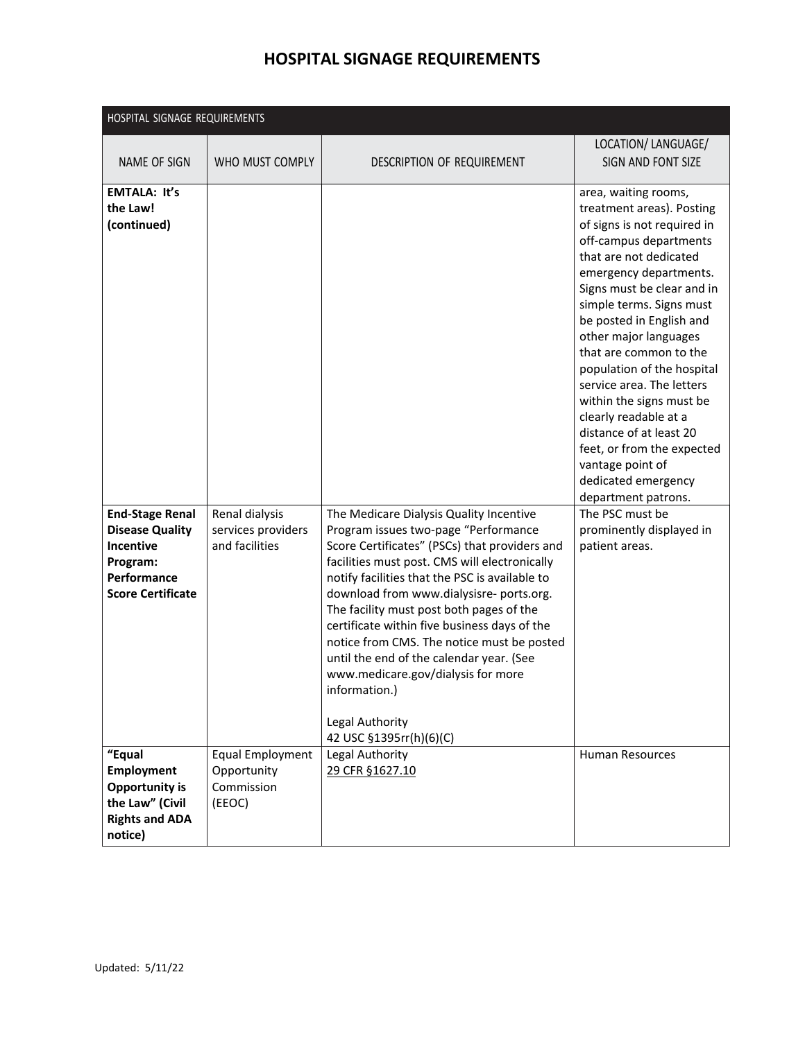# HOSPITAL SIGNAGE REQUIREMENTS

| HOSPITAL SIGNAGE REQUIREMENTS | | | |
|---|---|---|---|
| NAME OF SIGN | WHO MUST COMPLY | DESCRIPTION OF REQUIREMENT | LOCATION/ LANGUAGE/ SIGN AND FONT SIZE |
| **EMTALA: It's the Law! (continued)** | | | area, waiting rooms, treatment areas). Posting of signs is not required in off-campus departments that are not dedicated emergency departments. Signs must be clear and in simple terms. Signs must be posted in English and other major languages that are common to the population of the hospital service area. The letters within the signs must be clearly readable at a distance of at least 20 feet, or from the expected vantage point of dedicated emergency department patrons. |
| **End-Stage Renal Disease Quality Incentive Program: Performance Score Certificate** | Renal dialysis services providers and facilities | The Medicare Dialysis Quality Incentive Program issues two-page "Performance Score Certificates" (PSCs) that providers and facilities must post. CMS will electronically notify facilities that the PSC is available to download from www.dialysisre- ports.org. The facility must post both pages of the certificate within five business days of the notice from CMS. The notice must be posted until the end of the calendar year. (See www.medicare.gov/dialysis for more information.)<br><br>Legal Authority<br>42 USC §1395rr(h)(6)(C) | The PSC must be prominently displayed in patient areas. |
| **"Equal Employment Opportunity is the Law" (Civil Rights and ADA notice)** | Equal Employment Opportunity Commission (EEOC) | Legal Authority<br>29 CFR §1627.10 | Human Resources |

Updated: 5/11/22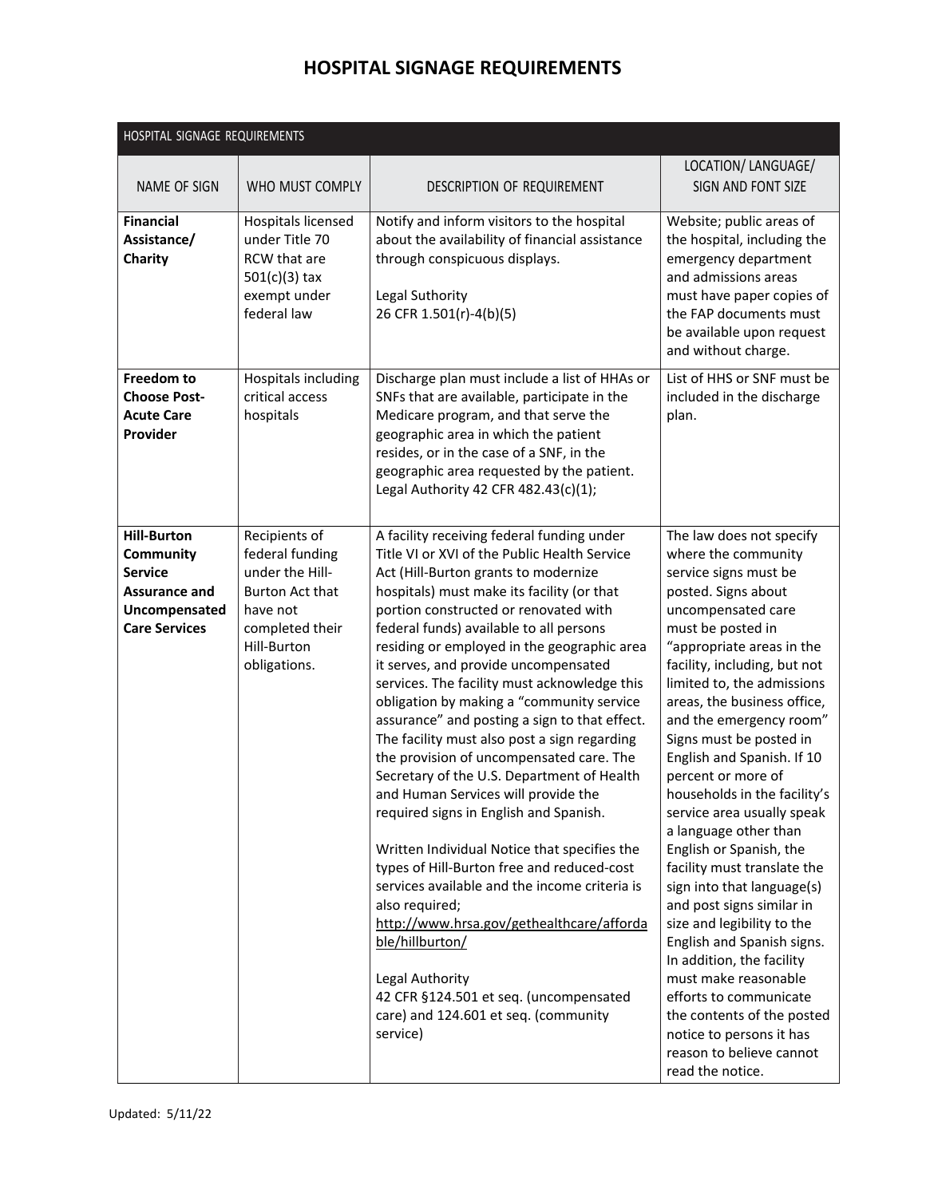# HOSPITAL SIGNAGE REQUIREMENTS

| HOSPITAL SIGNAGE REQUIREMENTS | | | |
|---|---|---|---|
| NAME OF SIGN | WHO MUST COMPLY | DESCRIPTION OF REQUIREMENT | LOCATION/ LANGUAGE/ SIGN AND FONT SIZE |
| **Financial Assistance/ Charity** | Hospitals licensed under Title 70 RCW that are 501(c)(3) tax exempt under federal law | Notify and inform visitors to the hospital about the availability of financial assistance through conspicuous displays.<br><br>Legal Suthority<br>26 CFR 1.501(r)-4(b)(5) | Website; public areas of the hospital, including the emergency department and admissions areas must have paper copies of the FAP documents must be available upon request and without charge. |
| **Freedom to Choose Post-Acute Care Provider** | Hospitals including critical access hospitals | Discharge plan must include a list of HHAs or SNFs that are available, participate in the Medicare program, and that serve the geographic area in which the patient resides, or in the case of a SNF, in the geographic area requested by the patient. Legal Authority 42 CFR 482.43(c)(1); | List of HHS or SNF must be included in the discharge plan. |
| **Hill-Burton Community Service Assurance and Uncompensated Care Services** | Recipients of federal funding under the Hill-Burton Act that have not completed their Hill-Burton obligations. | A facility receiving federal funding under Title VI or XVI of the Public Health Service Act (Hill-Burton grants to modernize hospitals) must make its facility (or that portion constructed or renovated with federal funds) available to all persons residing or employed in the geographic area it serves, and provide uncompensated services. The facility must acknowledge this obligation by making a "community service assurance" and posting a sign to that effect. The facility must also post a sign regarding the provision of uncompensated care. The Secretary of the U.S. Department of Health and Human Services will provide the required signs in English and Spanish.<br><br>Written Individual Notice that specifies the types of Hill-Burton free and reduced-cost services available and the income criteria is also required;<br>http://www.hrsa.gov/gethealthcare/affordable/hillburton/<br><br>Legal Authority<br>42 CFR §124.501 et seq. (uncompensated care) and 124.601 et seq. (community service) | The law does not specify where the community service signs must be posted. Signs about uncompensated care must be posted in "appropriate areas in the facility, including, but not limited to, the admissions areas, the business office, and the emergency room" Signs must be posted in English and Spanish. If 10 percent or more of households in the facility's service area usually speak a language other than English or Spanish, the facility must translate the sign into that language(s) and post signs similar in size and legibility to the English and Spanish signs. In addition, the facility must make reasonable efforts to communicate the contents of the posted notice to persons it has reason to believe cannot read the notice. |

Updated: 5/11/22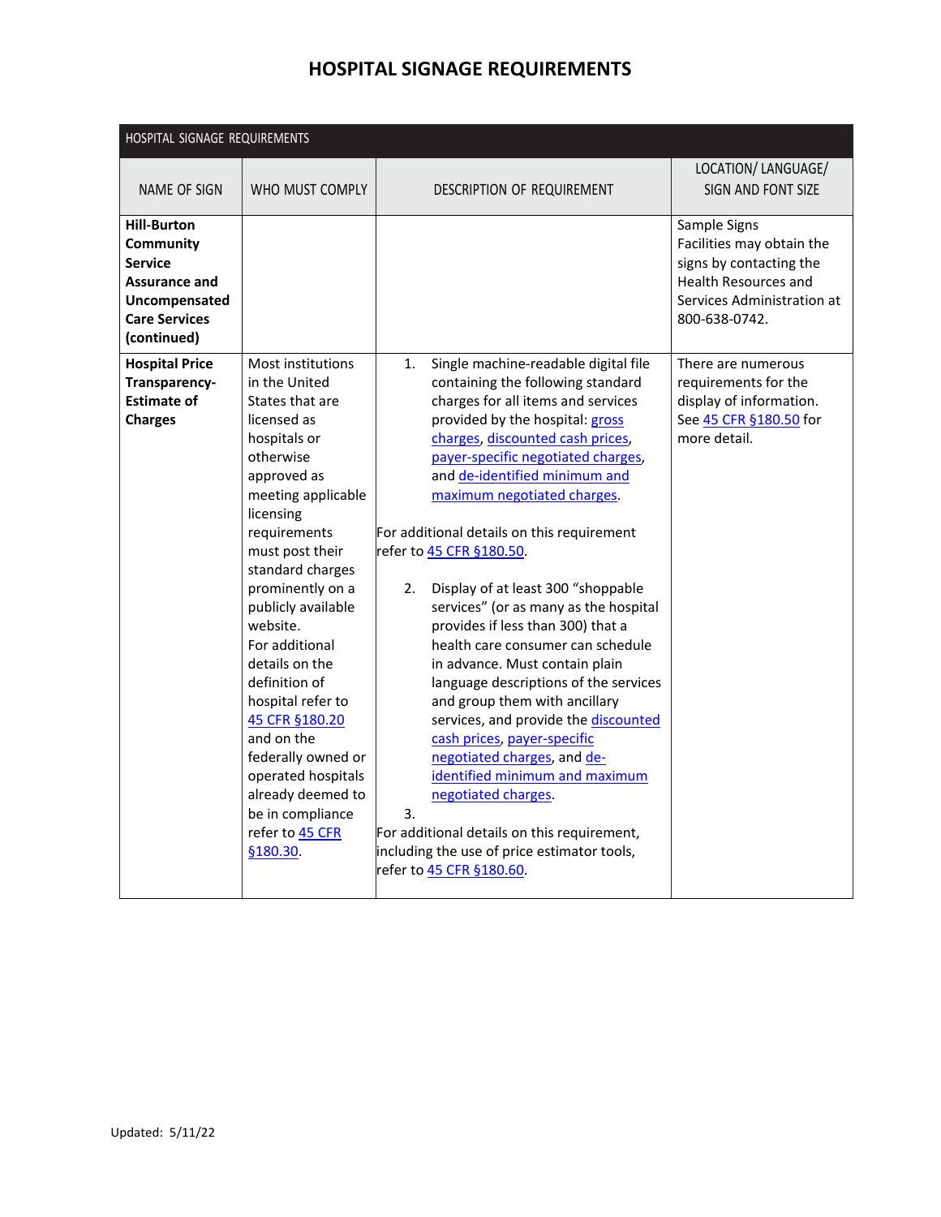# HOSPITAL SIGNAGE REQUIREMENTS

| HOSPITAL SIGNAGE REQUIREMENTS | | | |
|---|---|---|---|
| NAME OF SIGN | WHO MUST COMPLY | DESCRIPTION OF REQUIREMENT | LOCATION/ LANGUAGE/ SIGN AND FONT SIZE |
| **Hill-Burton Community Service Assurance and Uncompensated Care Services (continued)** | | | Sample Signs<br>Facilities may obtain the signs by contacting the Health Resources and Services Administration at 800-638-0742. |
| **Hospital Price Transparency-Estimate of Charges** | Most institutions in the United States that are licensed as hospitals or otherwise approved as meeting applicable licensing requirements must post their standard charges prominently on a publicly available website.<br>For additional details on the definition of hospital refer to 45 CFR §180.20 and on the federally owned or operated hospitals already deemed to be in compliance refer to 45 CFR §180.30. | 1. Single machine-readable digital file containing the following standard charges for all items and services provided by the hospital: gross charges, discounted cash prices, payer-specific negotiated charges, and de-identified minimum and maximum negotiated charges.<br><br>For additional details on this requirement refer to 45 CFR §180.50.<br><br>2. Display of at least 300 "shoppable services" (or as many as the hospital provides if less than 300) that a health care consumer can schedule in advance. Must contain plain language descriptions of the services and group them with ancillary services, and provide the discounted cash prices, payer-specific negotiated charges, and de-identified minimum and maximum negotiated charges.<br>3.<br>For additional details on this requirement, including the use of price estimator tools, refer to 45 CFR §180.60. | There are numerous requirements for the display of information. See 45 CFR §180.50 for more detail. |

Updated: 5/11/22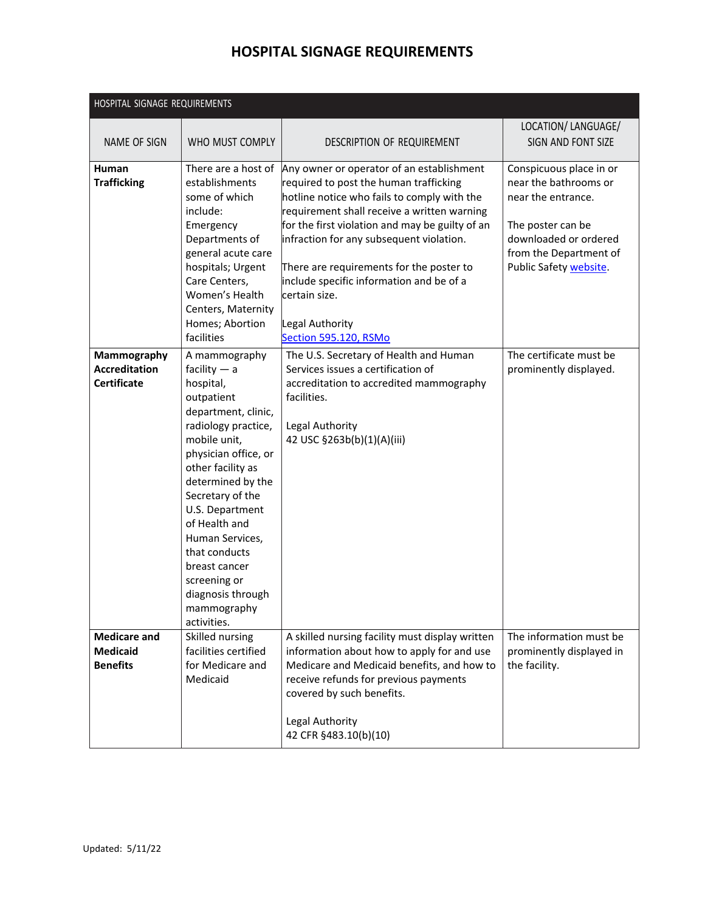# HOSPITAL SIGNAGE REQUIREMENTS

| HOSPITAL SIGNAGE REQUIREMENTS | | | |
|---|---|---|---|
| NAME OF SIGN | WHO MUST COMPLY | DESCRIPTION OF REQUIREMENT | LOCATION/ LANGUAGE/ SIGN AND FONT SIZE |
| **Human Trafficking** | There are a host of establishments some of which include: Emergency Departments of general acute care hospitals; Urgent Care Centers, Women's Health Centers, Maternity Homes; Abortion facilities | Any owner or operator of an establishment required to post the human trafficking hotline notice who fails to comply with the requirement shall receive a written warning for the first violation and may be guilty of an infraction for any subsequent violation.<br><br>There are requirements for the poster to include specific information and be of a certain size.<br><br>Legal Authority<br>[Section 595.120, RSMo]() | Conspicuous place in or near the bathrooms or near the entrance.<br><br>The poster can be downloaded or ordered from the Department of Public Safety [website](). |
| **Mammography Accreditation Certificate** | A mammography facility — a hospital, outpatient department, clinic, radiology practice, mobile unit, physician office, or other facility as determined by the Secretary of the U.S. Department of Health and Human Services, that conducts breast cancer screening or diagnosis through mammography activities. | The U.S. Secretary of Health and Human Services issues a certification of accreditation to accredited mammography facilities.<br><br>Legal Authority<br>42 USC §263b(b)(1)(A)(iii) | The certificate must be prominently displayed. |
| **Medicare and Medicaid Benefits** | Skilled nursing facilities certified for Medicare and Medicaid | A skilled nursing facility must display written information about how to apply for and use Medicare and Medicaid benefits, and how to receive refunds for previous payments covered by such benefits.<br><br>Legal Authority<br>42 CFR §483.10(b)(10) | The information must be prominently displayed in the facility. |

Updated: 5/11/22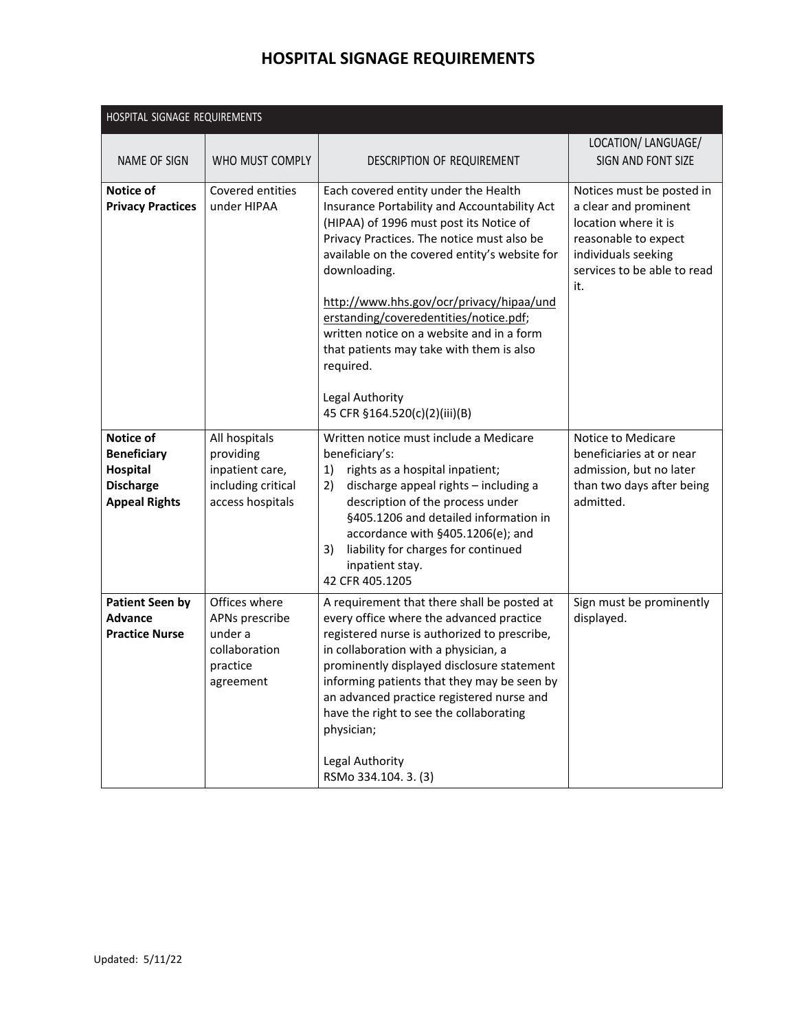# HOSPITAL SIGNAGE REQUIREMENTS

| HOSPITAL SIGNAGE REQUIREMENTS | | | |
|---|---|---|---|
| NAME OF SIGN | WHO MUST COMPLY | DESCRIPTION OF REQUIREMENT | LOCATION/ LANGUAGE/ SIGN AND FONT SIZE |
| **Notice of Privacy Practices** | Covered entities under HIPAA | Each covered entity under the Health Insurance Portability and Accountability Act (HIPAA) of 1996 must post its Notice of Privacy Practices. The notice must also be available on the covered entity's website for downloading.<br><br>http://www.hhs.gov/ocr/privacy/hipaa/understanding/coveredentities/notice.pdf; written notice on a website and in a form that patients may take with them is also required.<br><br>Legal Authority<br>45 CFR §164.520(c)(2)(iii)(B) | Notices must be posted in a clear and prominent location where it is reasonable to expect individuals seeking services to be able to read it. |
| **Notice of Beneficiary Hospital Discharge Appeal Rights** | All hospitals providing inpatient care, including critical access hospitals | Written notice must include a Medicare beneficiary's:<br>1) rights as a hospital inpatient;<br>2) discharge appeal rights – including a description of the process under §405.1206 and detailed information in accordance with §405.1206(e); and<br>3) liability for charges for continued inpatient stay.<br>42 CFR 405.1205 | Notice to Medicare beneficiaries at or near admission, but no later than two days after being admitted. |
| **Patient Seen by Advance Practice Nurse** | Offices where APNs prescribe under a collaboration practice agreement | A requirement that there shall be posted at every office where the advanced practice registered nurse is authorized to prescribe, in collaboration with a physician, a prominently displayed disclosure statement informing patients that they may be seen by an advanced practice registered nurse and have the right to see the collaborating physician;<br><br>Legal Authority<br>RSMo 334.104. 3. (3) | Sign must be prominently displayed. |

Updated: 5/11/22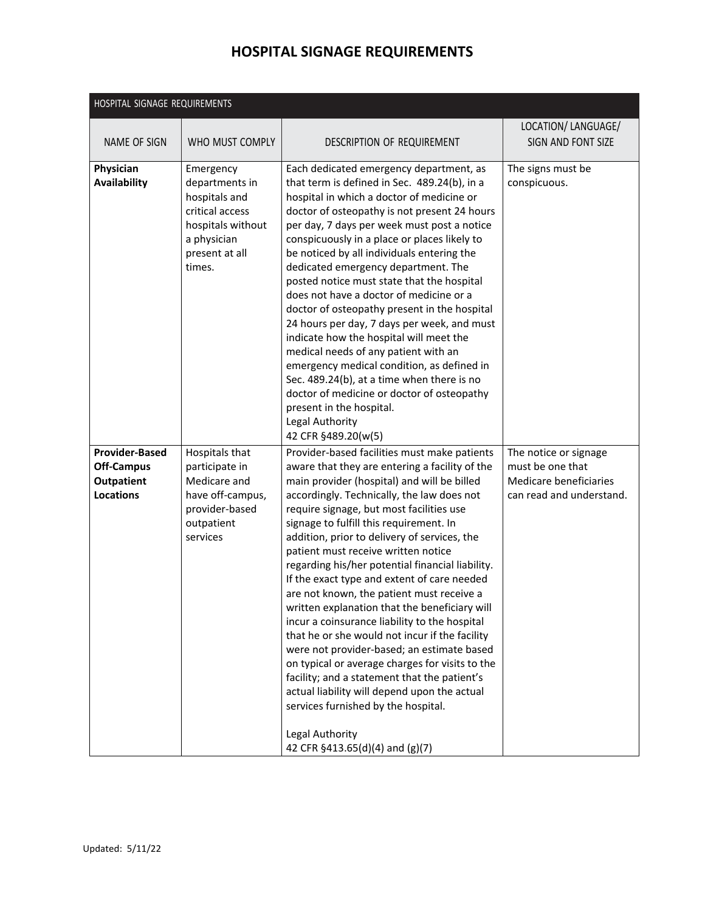# HOSPITAL SIGNAGE REQUIREMENTS

| HOSPITAL SIGNAGE REQUIREMENTS | | | |
|---|---|---|---|
| NAME OF SIGN | WHO MUST COMPLY | DESCRIPTION OF REQUIREMENT | LOCATION/ LANGUAGE/ SIGN AND FONT SIZE |
| **Physician Availability** | Emergency departments in hospitals and critical access hospitals without a physician present at all times. | Each dedicated emergency department, as that term is defined in Sec. 489.24(b), in a hospital in which a doctor of medicine or doctor of osteopathy is not present 24 hours per day, 7 days per week must post a notice conspicuously in a place or places likely to be noticed by all individuals entering the dedicated emergency department. The posted notice must state that the hospital does not have a doctor of medicine or a doctor of osteopathy present in the hospital 24 hours per day, 7 days per week, and must indicate how the hospital will meet the medical needs of any patient with an emergency medical condition, as defined in Sec. 489.24(b), at a time when there is no doctor of medicine or doctor of osteopathy present in the hospital.<br>Legal Authority<br>42 CFR §489.20(w(5) | The signs must be conspicuous. |
| **Provider-Based Off-Campus Outpatient Locations** | Hospitals that participate in Medicare and have off-campus, provider-based outpatient services | Provider-based facilities must make patients aware that they are entering a facility of the main provider (hospital) and will be billed accordingly. Technically, the law does not require signage, but most facilities use signage to fulfill this requirement. In addition, prior to delivery of services, the patient must receive written notice regarding his/her potential financial liability. If the exact type and extent of care needed are not known, the patient must receive a written explanation that the beneficiary will incur a coinsurance liability to the hospital that he or she would not incur if the facility were not provider-based; an estimate based on typical or average charges for visits to the facility; and a statement that the patient's actual liability will depend upon the actual services furnished by the hospital.<br><br>Legal Authority<br>42 CFR §413.65(d)(4) and (g)(7) | The notice or signage must be one that Medicare beneficiaries can read and understand. |

Updated: 5/11/22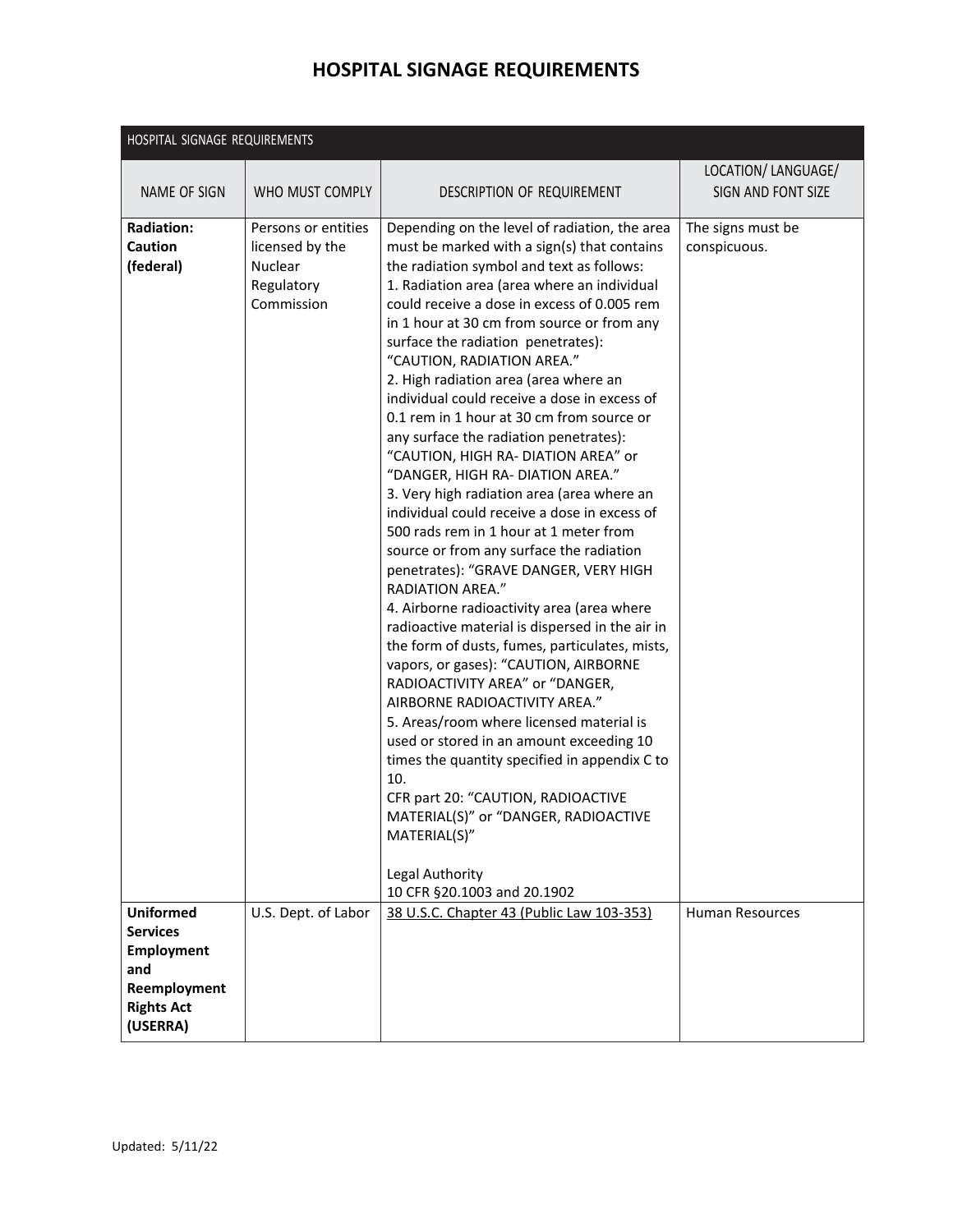# HOSPITAL SIGNAGE REQUIREMENTS

| HOSPITAL SIGNAGE REQUIREMENTS | | | |
|---|---|---|---|
| NAME OF SIGN | WHO MUST COMPLY | DESCRIPTION OF REQUIREMENT | LOCATION/ LANGUAGE/ SIGN AND FONT SIZE |
| **Radiation: Caution (federal)** | Persons or entities licensed by the Nuclear Regulatory Commission | Depending on the level of radiation, the area must be marked with a sign(s) that contains the radiation symbol and text as follows:<br>1. Radiation area (area where an individual could receive a dose in excess of 0.005 rem in 1 hour at 30 cm from source or from any surface the radiation penetrates): "CAUTION, RADIATION AREA."<br>2. High radiation area (area where an individual could receive a dose in excess of 0.1 rem in 1 hour at 30 cm from source or any surface the radiation penetrates): "CAUTION, HIGH RA- DIATION AREA" or "DANGER, HIGH RA- DIATION AREA."<br>3. Very high radiation area (area where an individual could receive a dose in excess of 500 rads rem in 1 hour at 1 meter from source or from any surface the radiation penetrates): "GRAVE DANGER, VERY HIGH RADIATION AREA."<br>4. Airborne radioactivity area (area where radioactive material is dispersed in the air in the form of dusts, fumes, particulates, mists, vapors, or gases): "CAUTION, AIRBORNE RADIOACTIVITY AREA" or "DANGER, AIRBORNE RADIOACTIVITY AREA."<br>5. Areas/room where licensed material is used or stored in an amount exceeding 10 times the quantity specified in appendix C to 10.<br>CFR part 20: "CAUTION, RADIOACTIVE MATERIAL(S)" or "DANGER, RADIOACTIVE MATERIAL(S)"<br><br>Legal Authority<br>10 CFR §20.1003 and 20.1902 | The signs must be conspicuous. |
| **Uniformed Services Employment and Reemployment Rights Act (USERRA)** | U.S. Dept. of Labor | 38 U.S.C. Chapter 43 (Public Law 103-353) | Human Resources |

Updated: 5/11/22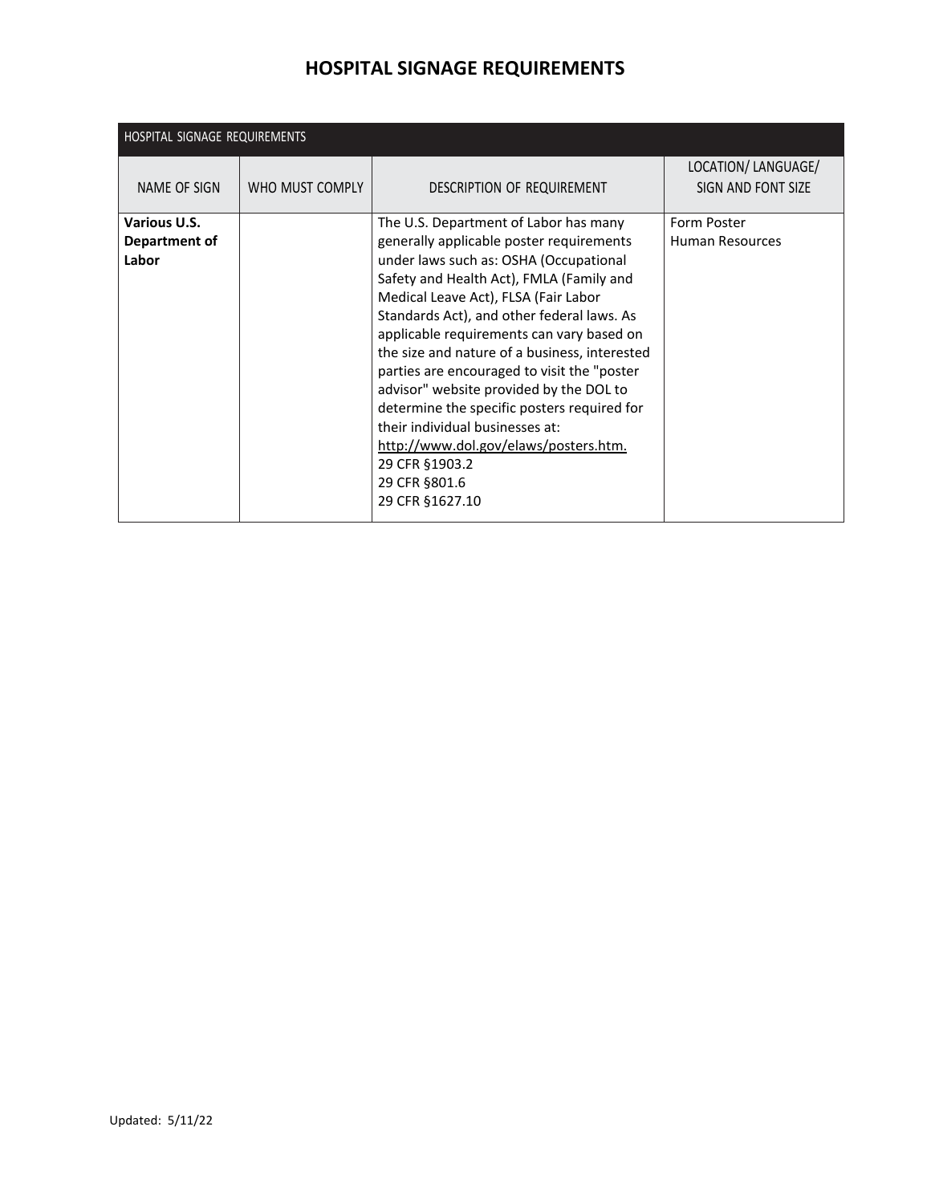# HOSPITAL SIGNAGE REQUIREMENTS

| HOSPITAL SIGNAGE REQUIREMENTS | | | |
|---|---|---|---|
| NAME OF SIGN | WHO MUST COMPLY | DESCRIPTION OF REQUIREMENT | LOCATION/ LANGUAGE/ SIGN AND FONT SIZE |
| **Various U.S. Department of Labor** | | The U.S. Department of Labor has many generally applicable poster requirements under laws such as: OSHA (Occupational Safety and Health Act), FMLA (Family and Medical Leave Act), FLSA (Fair Labor Standards Act), and other federal laws. As applicable requirements can vary based on the size and nature of a business, interested parties are encouraged to visit the "poster advisor" website provided by the DOL to determine the specific posters required for their individual businesses at: http://www.dol.gov/elaws/posters.htm.<br>29 CFR §1903.2<br>29 CFR §801.6<br>29 CFR §1627.10 | Form Poster<br>Human Resources |

Updated: 5/11/22